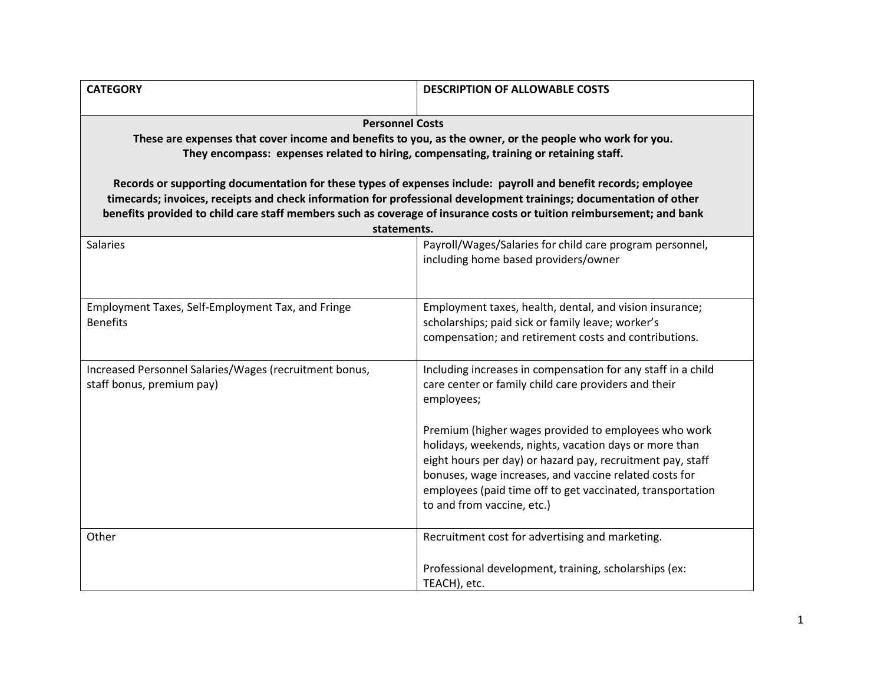| CATEGORY | DESCRIPTION OF ALLOWABLE COSTS |
|---|---|
| **Personnel Costs**<br>**These are expenses that cover income and benefits to you, as the owner, or the people who work for you. They encompass: expenses related to hiring, compensating, training or retaining staff.**<br><br>**Records or supporting documentation for these types of expenses include: payroll and benefit records; employee timecards; invoices, receipts and check information for professional development trainings; documentation of other benefits provided to child care staff members such as coverage of insurance costs or tuition reimbursement; and bank statements.** | |
| Salaries | Payroll/Wages/Salaries for child care program personnel, including home based providers/owner |
| Employment Taxes, Self-Employment Tax, and Fringe Benefits | Employment taxes, health, dental, and vision insurance; scholarships; paid sick or family leave; worker's compensation; and retirement costs and contributions. |
| Increased Personnel Salaries/Wages (recruitment bonus, staff bonus, premium pay) | Including increases in compensation for any staff in a child care center or family child care providers and their employees;<br><br>Premium (higher wages provided to employees who work holidays, weekends, nights, vacation days or more than eight hours per day) or hazard pay, recruitment pay, staff bonuses, wage increases, and vaccine related costs for employees (paid time off to get vaccinated, transportation to and from vaccine, etc.) |
| Other | Recruitment cost for advertising and marketing.<br><br>Professional development, training, scholarships (ex: TEACH), etc. |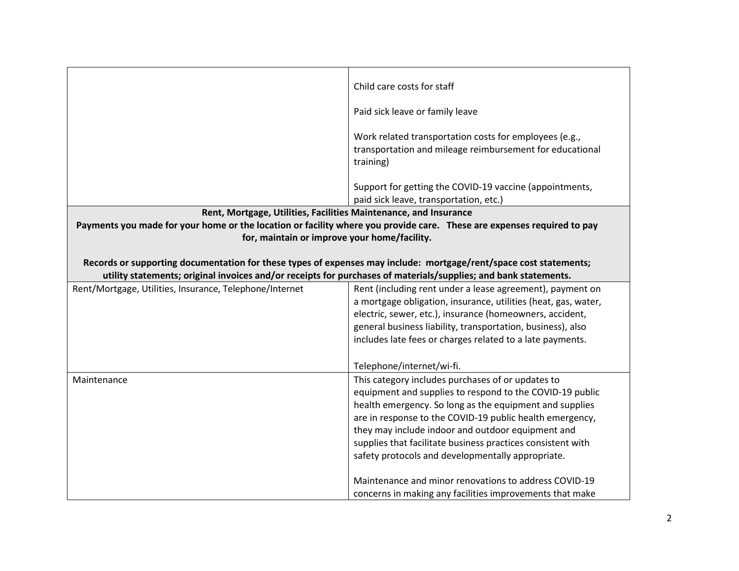| | |
|---|---|
| | Child care costs for staff<br><br>Paid sick leave or family leave<br><br>Work related transportation costs for employees (e.g., transportation and mileage reimbursement for educational training)<br><br>Support for getting the COVID-19 vaccine (appointments, paid sick leave, transportation, etc.) |
| **Rent, Mortgage, Utilities, Facilities Maintenance, and Insurance**<br>**Payments you made for your home or the location or facility where you provide care. These are expenses required to pay for, maintain or improve your home/facility.**<br><br>**Records or supporting documentation for these types of expenses may include: mortgage/rent/space cost statements; utility statements; original invoices and/or receipts for purchases of materials/supplies; and bank statements.** | |
| Rent/Mortgage, Utilities, Insurance, Telephone/Internet | Rent (including rent under a lease agreement), payment on a mortgage obligation, insurance, utilities (heat, gas, water, electric, sewer, etc.), insurance (homeowners, accident, general business liability, transportation, business), also includes late fees or charges related to a late payments.<br><br>Telephone/internet/wi-fi. |
| Maintenance | This category includes purchases of or updates to equipment and supplies to respond to the COVID-19 public health emergency. So long as the equipment and supplies are in response to the COVID-19 public health emergency, they may include indoor and outdoor equipment and supplies that facilitate business practices consistent with safety protocols and developmentally appropriate.<br><br>Maintenance and minor renovations to address COVID-19 concerns in making any facilities improvements that make |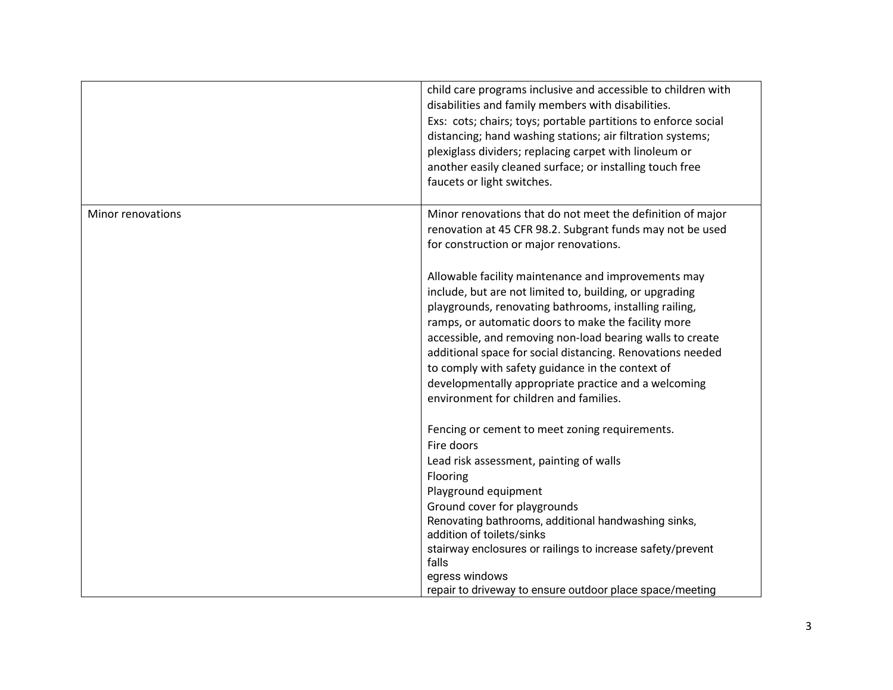| | |
|---|---|
| | child care programs inclusive and accessible to children with disabilities and family members with disabilities.<br>Exs: cots; chairs; toys; portable partitions to enforce social distancing; hand washing stations; air filtration systems; plexiglass dividers; replacing carpet with linoleum or another easily cleaned surface; or installing touch free faucets or light switches. |
| Minor renovations | Minor renovations that do not meet the definition of major renovation at 45 CFR 98.2. Subgrant funds may not be used for construction or major renovations.<br><br>Allowable facility maintenance and improvements may include, but are not limited to, building, or upgrading playgrounds, renovating bathrooms, installing railing, ramps, or automatic doors to make the facility more accessible, and removing non-load bearing walls to create additional space for social distancing. Renovations needed to comply with safety guidance in the context of developmentally appropriate practice and a welcoming environment for children and families.<br><br>Fencing or cement to meet zoning requirements.<br>Fire doors<br>Lead risk assessment, painting of walls<br>Flooring<br>Playground equipment<br>Ground cover for playgrounds<br>Renovating bathrooms, additional handwashing sinks, addition of toilets/sinks<br>stairway enclosures or railings to increase safety/prevent falls<br>egress windows<br>repair to driveway to ensure outdoor place space/meeting |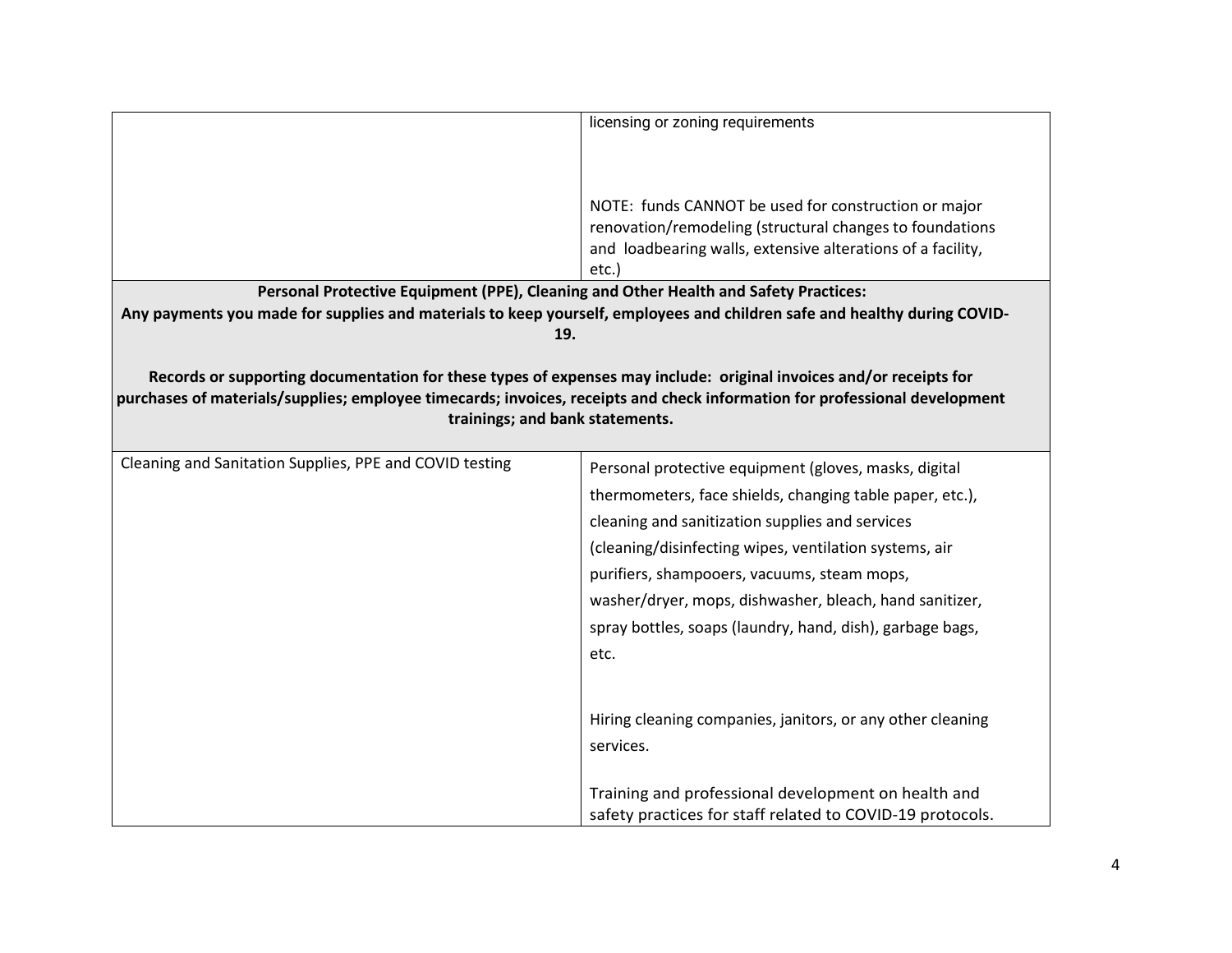| | |
|---|---|
| | licensing or zoning requirements<br><br>NOTE: funds CANNOT be used for construction or major renovation/remodeling (structural changes to foundations and loadbearing walls, extensive alterations of a facility, etc.) |
| **Personal Protective Equipment (PPE), Cleaning and Other Health and Safety Practices:**<br>**Any payments you made for supplies and materials to keep yourself, employees and children safe and healthy during COVID-19.**<br><br>**Records or supporting documentation for these types of expenses may include: original invoices and/or receipts for purchases of materials/supplies; employee timecards; invoices, receipts and check information for professional development trainings; and bank statements.** | |
| Cleaning and Sanitation Supplies, PPE and COVID testing | Personal protective equipment (gloves, masks, digital thermometers, face shields, changing table paper, etc.), cleaning and sanitization supplies and services (cleaning/disinfecting wipes, ventilation systems, air purifiers, shampooers, vacuums, steam mops, washer/dryer, mops, dishwasher, bleach, hand sanitizer, spray bottles, soaps (laundry, hand, dish), garbage bags, etc.<br><br>Hiring cleaning companies, janitors, or any other cleaning services.<br><br>Training and professional development on health and safety practices for staff related to COVID-19 protocols. |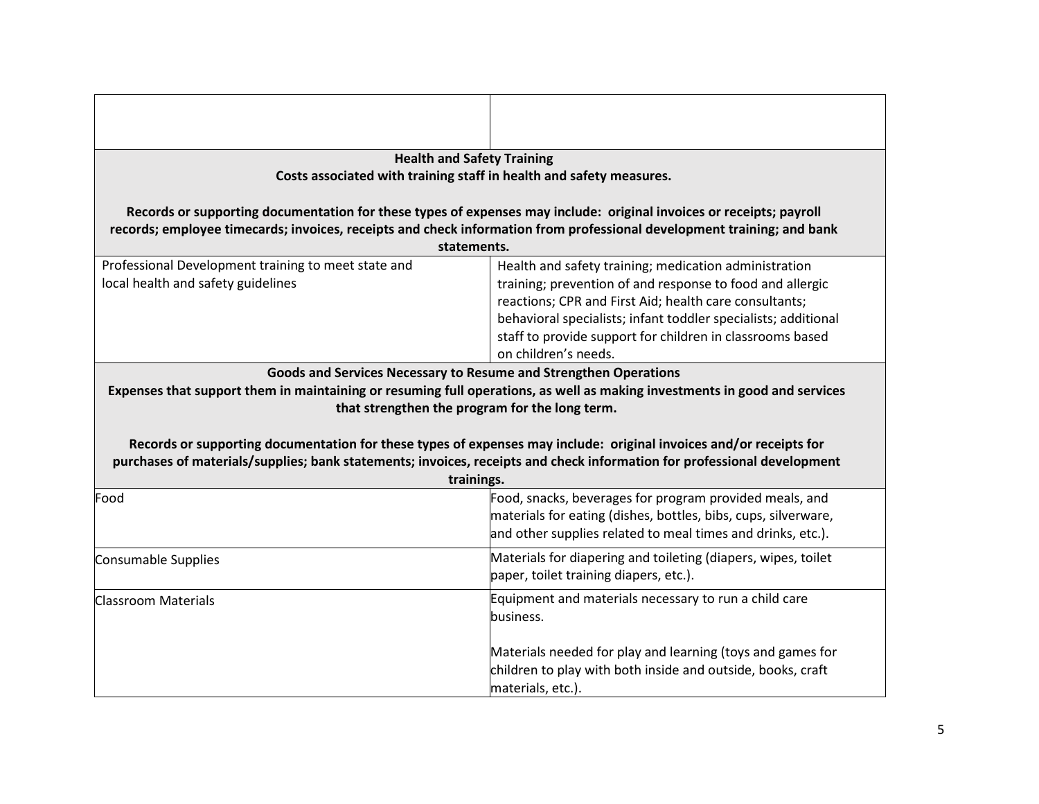| | |
|---|---|
| | |
| **Health and Safety Training**<br>**Costs associated with training staff in health and safety measures.**<br><br>**Records or supporting documentation for these types of expenses may include: original invoices or receipts; payroll records; employee timecards; invoices, receipts and check information from professional development training; and bank statements.** | |
| Professional Development training to meet state and local health and safety guidelines | Health and safety training; medication administration training; prevention of and response to food and allergic reactions; CPR and First Aid; health care consultants; behavioral specialists; infant toddler specialists; additional staff to provide support for children in classrooms based on children's needs. |
| **Goods and Services Necessary to Resume and Strengthen Operations**<br>**Expenses that support them in maintaining or resuming full operations, as well as making investments in good and services that strengthen the program for the long term.**<br><br>**Records or supporting documentation for these types of expenses may include: original invoices and/or receipts for purchases of materials/supplies; bank statements; invoices, receipts and check information for professional development trainings.** | |
| Food | Food, snacks, beverages for program provided meals, and materials for eating (dishes, bottles, bibs, cups, silverware, and other supplies related to meal times and drinks, etc.). |
| Consumable Supplies | Materials for diapering and toileting (diapers, wipes, toilet paper, toilet training diapers, etc.). |
| Classroom Materials | Equipment and materials necessary to run a child care business.<br><br>Materials needed for play and learning (toys and games for children to play with both inside and outside, books, craft materials, etc.). |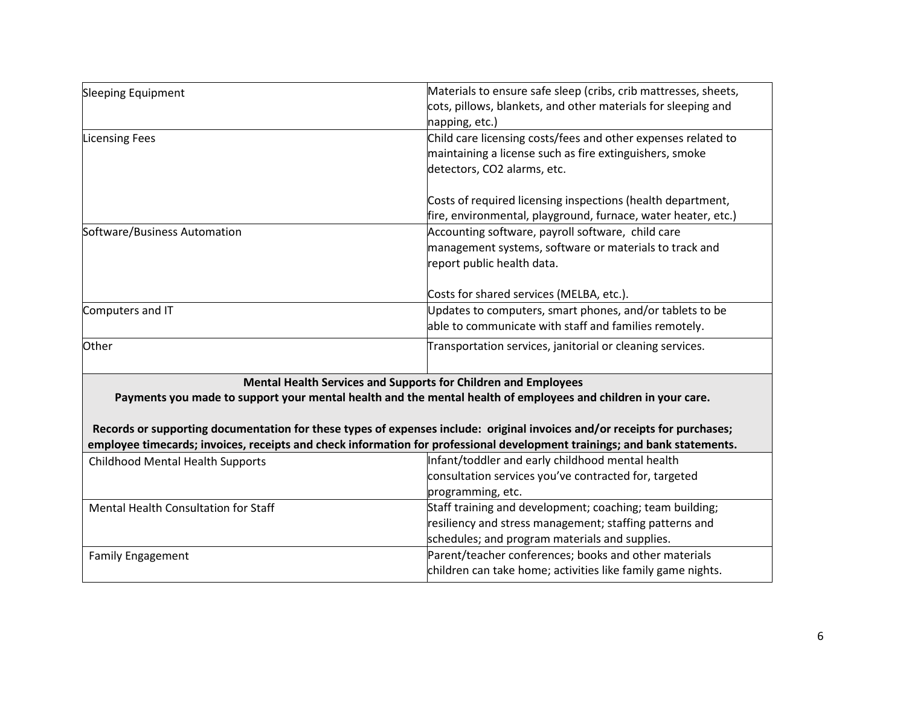| | |
|---|---|
| Sleeping Equipment | Materials to ensure safe sleep (cribs, crib mattresses, sheets, cots, pillows, blankets, and other materials for sleeping and napping, etc.) |
| Licensing Fees | Child care licensing costs/fees and other expenses related to maintaining a license such as fire extinguishers, smoke detectors, CO2 alarms, etc.<br><br>Costs of required licensing inspections (health department, fire, environmental, playground, furnace, water heater, etc.) |
| Software/Business Automation | Accounting software, payroll software, child care management systems, software or materials to track and report public health data.<br><br>Costs for shared services (MELBA, etc.). |
| Computers and IT | Updates to computers, smart phones, and/or tablets to be able to communicate with staff and families remotely. |
| Other | Transportation services, janitorial or cleaning services. |
| **Mental Health Services and Supports for Children and Employees**<br>**Payments you made to support your mental health and the mental health of employees and children in your care.**<br><br>**Records or supporting documentation for these types of expenses include: original invoices and/or receipts for purchases; employee timecards; invoices, receipts and check information for professional development trainings; and bank statements.** | |
| Childhood Mental Health Supports | Infant/toddler and early childhood mental health consultation services you've contracted for, targeted programming, etc. |
| Mental Health Consultation for Staff | Staff training and development; coaching; team building; resiliency and stress management; staffing patterns and schedules; and program materials and supplies. |
| Family Engagement | Parent/teacher conferences; books and other materials children can take home; activities like family game nights. |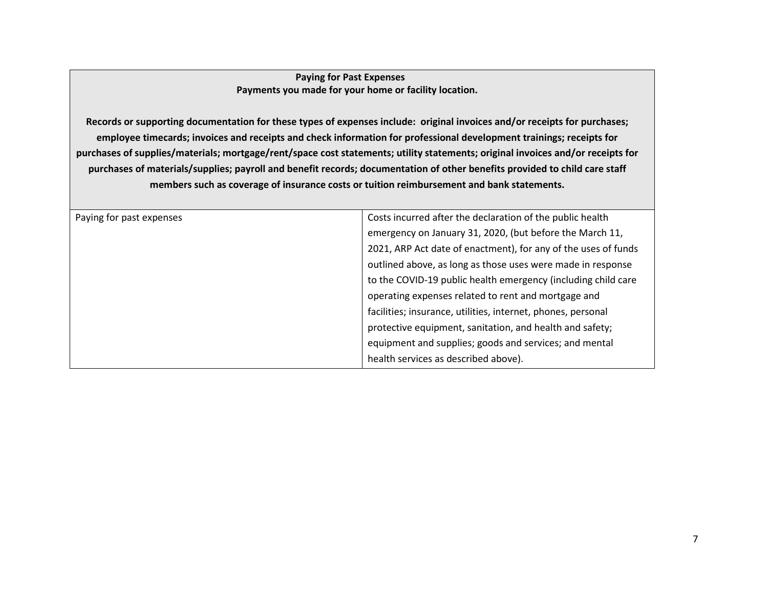| **Paying for Past Expenses**<br>**Payments you made for your home or facility location.**<br><br>**Records or supporting documentation for these types of expenses include: original invoices and/or receipts for purchases; employee timecards; invoices and receipts and check information for professional development trainings; receipts for purchases of supplies/materials; mortgage/rent/space cost statements; utility statements; original invoices and/or receipts for purchases of materials/supplies; payroll and benefit records; documentation of other benefits provided to child care staff members such as coverage of insurance costs or tuition reimbursement and bank statements.** | |
|---|---|
| Paying for past expenses | Costs incurred after the declaration of the public health emergency on January 31, 2020, (but before the March 11, 2021, ARP Act date of enactment), for any of the uses of funds outlined above, as long as those uses were made in response to the COVID-19 public health emergency (including child care operating expenses related to rent and mortgage and facilities; insurance, utilities, internet, phones, personal protective equipment, sanitation, and health and safety; equipment and supplies; goods and services; and mental health services as described above). |